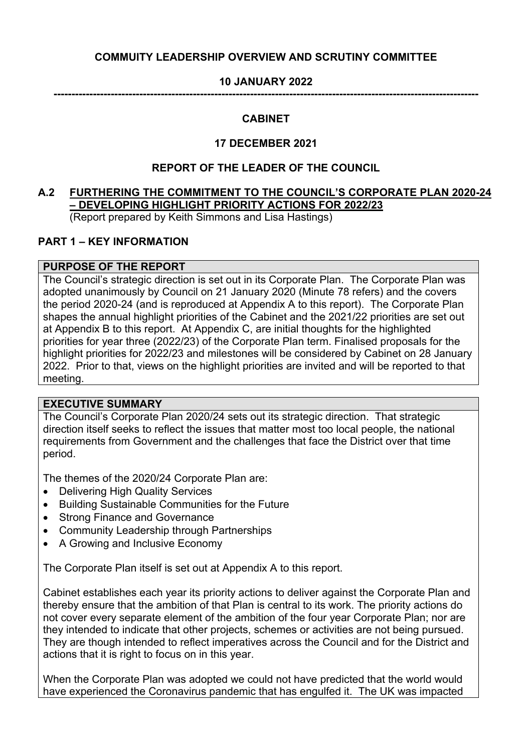**COMMUITY LEADERSHIP OVERVIEW AND SCRUTINY COMMITTEE**

**10 JANUARY 2022**

---

**CABINET**

**17 DECEMBER 2021**

**REPORT OF THE LEADER OF THE COUNCIL**

## A.2 FURTHERING THE COMMITMENT TO THE COUNCIL'S CORPORATE PLAN 2020-24 – DEVELOPING HIGHLIGHT PRIORITY ACTIONS FOR 2022/23

(Report prepared by Keith Simmons and Lisa Hastings)

### PART 1 – KEY INFORMATION

| PURPOSE OF THE REPORT |
| --- |
| The Council's strategic direction is set out in its Corporate Plan. The Corporate Plan was adopted unanimously by Council on 21 January 2020 (Minute 78 refers) and the covers the period 2020-24 (and is reproduced at Appendix A to this report). The Corporate Plan shapes the annual highlight priorities of the Cabinet and the 2021/22 priorities are set out at Appendix B to this report. At Appendix C, are initial thoughts for the highlighted priorities for year three (2022/23) of the Corporate Plan term. Finalised proposals for the highlight priorities for 2022/23 and milestones will be considered by Cabinet on 28 January 2022. Prior to that, views on the highlight priorities are invited and will be reported to that meeting. |

**EXECUTIVE SUMMARY**

The Council's Corporate Plan 2020/24 sets out its strategic direction. That strategic direction itself seeks to reflect the issues that matter most too local people, the national requirements from Government and the challenges that face the District over that time period.

The themes of the 2020/24 Corporate Plan are:

- Delivering High Quality Services
- Building Sustainable Communities for the Future
- Strong Finance and Governance
- Community Leadership through Partnerships
- A Growing and Inclusive Economy

The Corporate Plan itself is set out at Appendix A to this report.

Cabinet establishes each year its priority actions to deliver against the Corporate Plan and thereby ensure that the ambition of that Plan is central to its work. The priority actions do not cover every separate element of the ambition of the four year Corporate Plan; nor are they intended to indicate that other projects, schemes or activities are not being pursued. They are though intended to reflect imperatives across the Council and for the District and actions that it is right to focus on in this year.

When the Corporate Plan was adopted we could not have predicted that the world would have experienced the Coronavirus pandemic that has engulfed it. The UK was impacted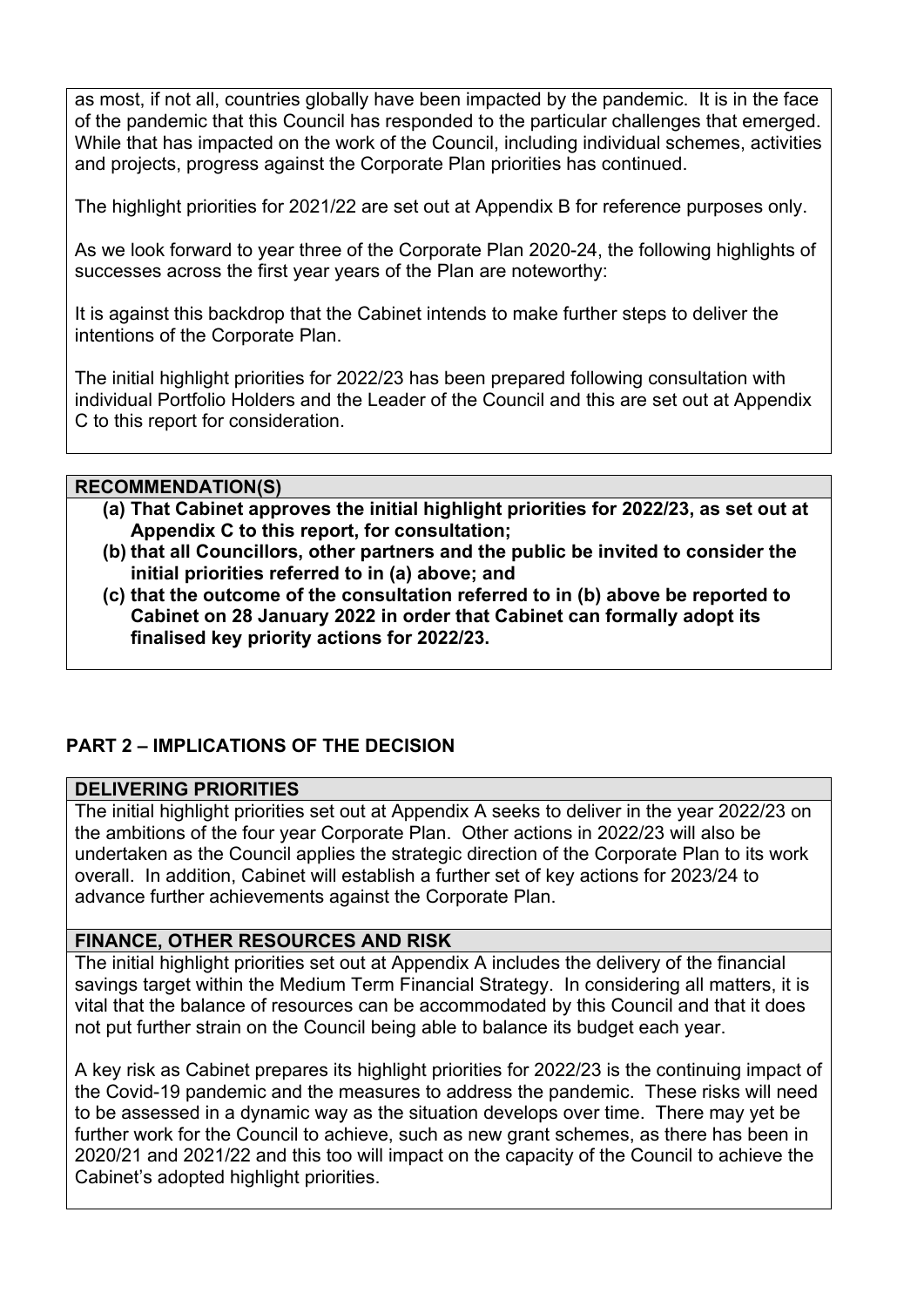as most, if not all, countries globally have been impacted by the pandemic. It is in the face of the pandemic that this Council has responded to the particular challenges that emerged. While that has impacted on the work of the Council, including individual schemes, activities and projects, progress against the Corporate Plan priorities has continued.

The highlight priorities for 2021/22 are set out at Appendix B for reference purposes only.

As we look forward to year three of the Corporate Plan 2020-24, the following highlights of successes across the first year years of the Plan are noteworthy:

It is against this backdrop that the Cabinet intends to make further steps to deliver the intentions of the Corporate Plan.

The initial highlight priorities for 2022/23 has been prepared following consultation with individual Portfolio Holders and the Leader of the Council and this are set out at Appendix C to this report for consideration.

## RECOMMENDATION(S)

**(a) That Cabinet approves the initial highlight priorities for 2022/23, as set out at Appendix C to this report, for consultation;**

**(b) that all Councillors, other partners and the public be invited to consider the initial priorities referred to in (a) above; and**

**(c) that the outcome of the consultation referred to in (b) above be reported to Cabinet on 28 January 2022 in order that Cabinet can formally adopt its finalised key priority actions for 2022/23.**

## PART 2 – IMPLICATIONS OF THE DECISION

### DELIVERING PRIORITIES

The initial highlight priorities set out at Appendix A seeks to deliver in the year 2022/23 on the ambitions of the four year Corporate Plan. Other actions in 2022/23 will also be undertaken as the Council applies the strategic direction of the Corporate Plan to its work overall. In addition, Cabinet will establish a further set of key actions for 2023/24 to advance further achievements against the Corporate Plan.

### FINANCE, OTHER RESOURCES AND RISK

The initial highlight priorities set out at Appendix A includes the delivery of the financial savings target within the Medium Term Financial Strategy. In considering all matters, it is vital that the balance of resources can be accommodated by this Council and that it does not put further strain on the Council being able to balance its budget each year.

A key risk as Cabinet prepares its highlight priorities for 2022/23 is the continuing impact of the Covid-19 pandemic and the measures to address the pandemic. These risks will need to be assessed in a dynamic way as the situation develops over time. There may yet be further work for the Council to achieve, such as new grant schemes, as there has been in 2020/21 and 2021/22 and this too will impact on the capacity of the Council to achieve the Cabinet's adopted highlight priorities.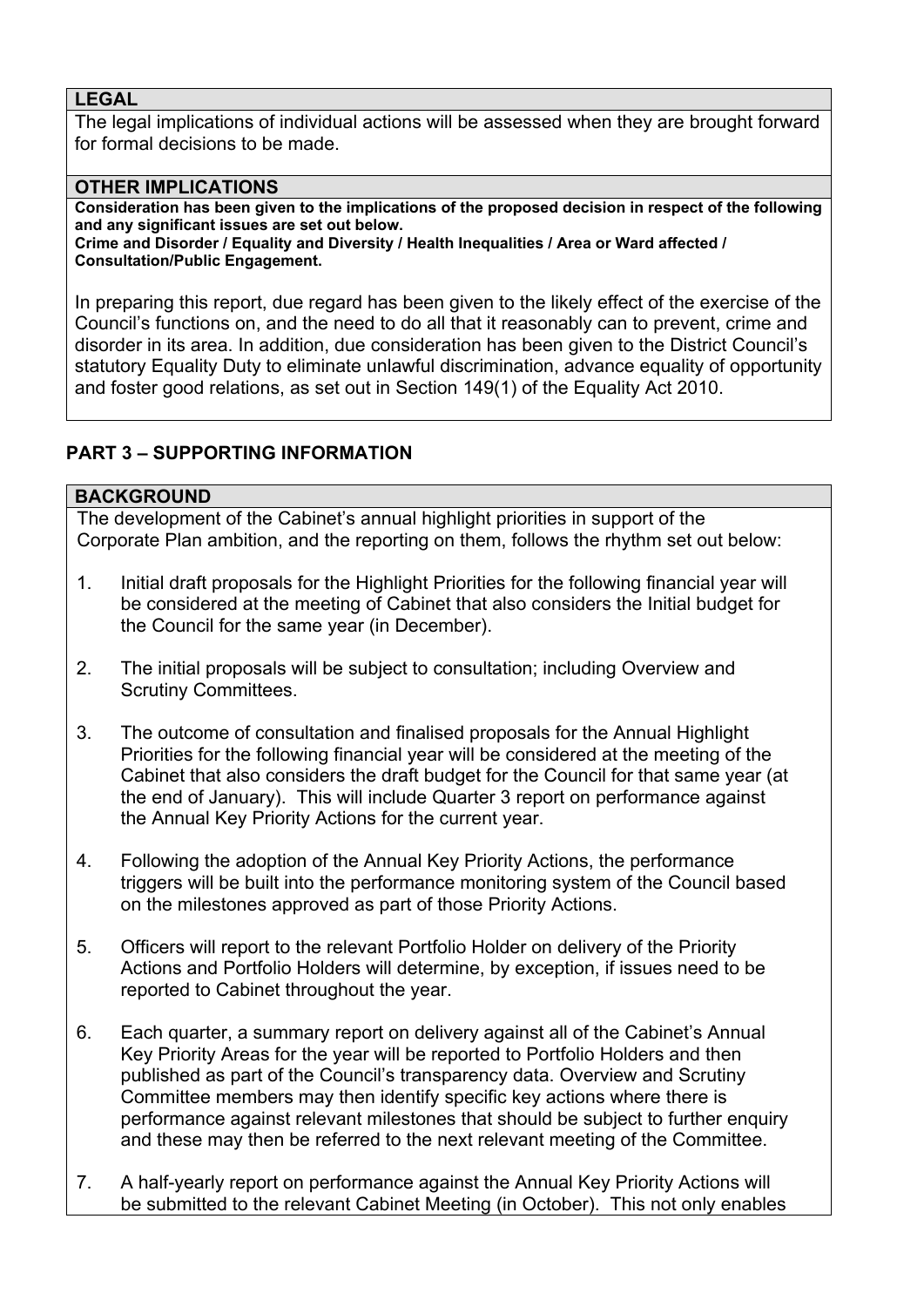### LEGAL

The legal implications of individual actions will be assessed when they are brought forward for formal decisions to be made.

### OTHER IMPLICATIONS

**Consideration has been given to the implications of the proposed decision in respect of the following and any significant issues are set out below.**
**Crime and Disorder / Equality and Diversity / Health Inequalities / Area or Ward affected / Consultation/Public Engagement.**

In preparing this report, due regard has been given to the likely effect of the exercise of the Council's functions on, and the need to do all that it reasonably can to prevent, crime and disorder in its area. In addition, due consideration has been given to the District Council's statutory Equality Duty to eliminate unlawful discrimination, advance equality of opportunity and foster good relations, as set out in Section 149(1) of the Equality Act 2010.

## PART 3 – SUPPORTING INFORMATION

### BACKGROUND

The development of the Cabinet's annual highlight priorities in support of the Corporate Plan ambition, and the reporting on them, follows the rhythm set out below:

1. Initial draft proposals for the Highlight Priorities for the following financial year will be considered at the meeting of Cabinet that also considers the Initial budget for the Council for the same year (in December).

2. The initial proposals will be subject to consultation; including Overview and Scrutiny Committees.

3. The outcome of consultation and finalised proposals for the Annual Highlight Priorities for the following financial year will be considered at the meeting of the Cabinet that also considers the draft budget for the Council for that same year (at the end of January). This will include Quarter 3 report on performance against the Annual Key Priority Actions for the current year.

4. Following the adoption of the Annual Key Priority Actions, the performance triggers will be built into the performance monitoring system of the Council based on the milestones approved as part of those Priority Actions.

5. Officers will report to the relevant Portfolio Holder on delivery of the Priority Actions and Portfolio Holders will determine, by exception, if issues need to be reported to Cabinet throughout the year.

6. Each quarter, a summary report on delivery against all of the Cabinet's Annual Key Priority Areas for the year will be reported to Portfolio Holders and then published as part of the Council's transparency data. Overview and Scrutiny Committee members may then identify specific key actions where there is performance against relevant milestones that should be subject to further enquiry and these may then be referred to the next relevant meeting of the Committee.

7. A half-yearly report on performance against the Annual Key Priority Actions will be submitted to the relevant Cabinet Meeting (in October). This not only enables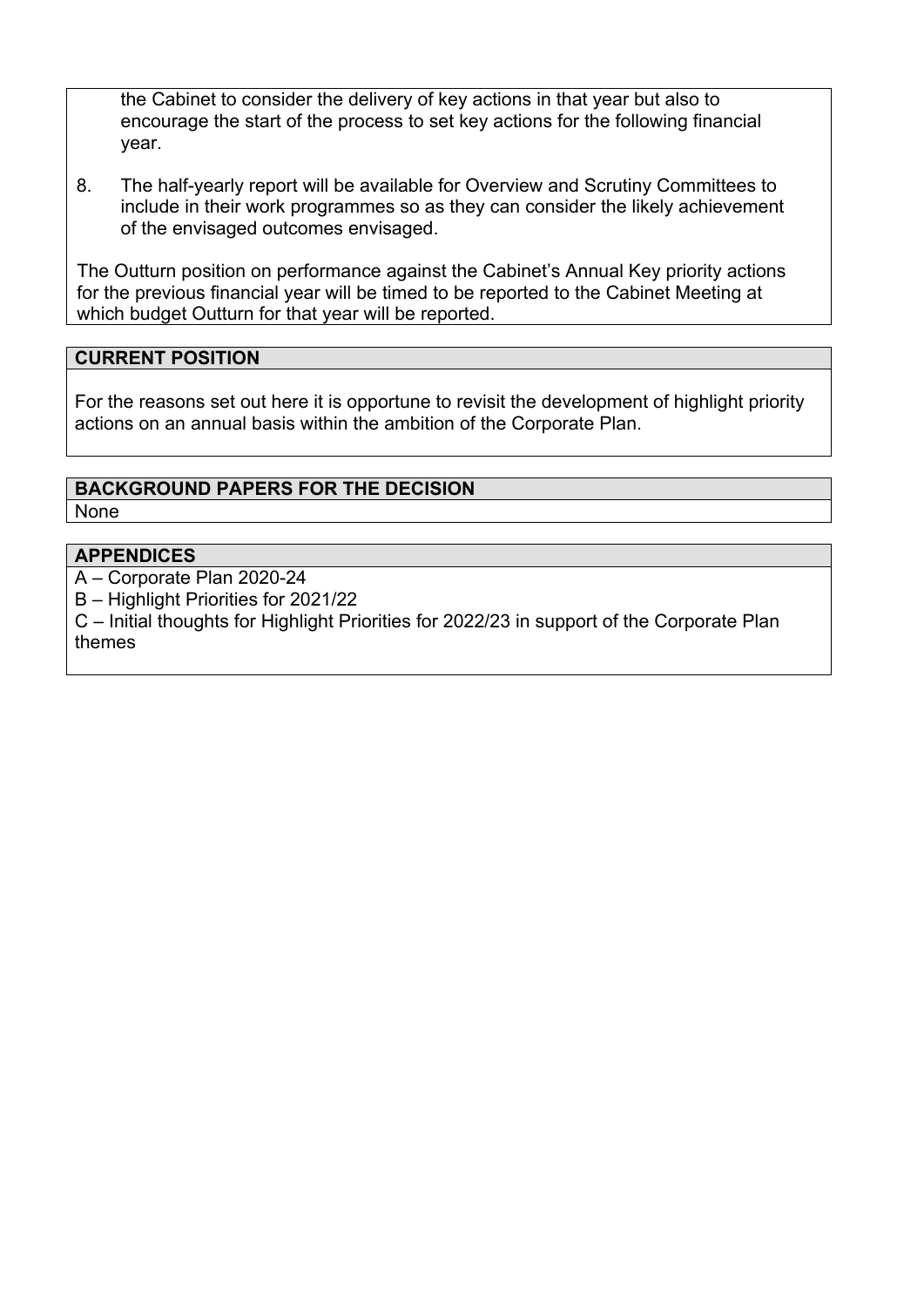the Cabinet to consider the delivery of key actions in that year but also to encourage the start of the process to set key actions for the following financial year.

8. The half-yearly report will be available for Overview and Scrutiny Committees to include in their work programmes so as they can consider the likely achievement of the envisaged outcomes envisaged.

The Outturn position on performance against the Cabinet's Annual Key priority actions for the previous financial year will be timed to be reported to the Cabinet Meeting at which budget Outturn for that year will be reported.

## CURRENT POSITION

For the reasons set out here it is opportune to revisit the development of highlight priority actions on an annual basis within the ambition of the Corporate Plan.

## BACKGROUND PAPERS FOR THE DECISION

None

## APPENDICES

A – Corporate Plan 2020-24

B – Highlight Priorities for 2021/22

C – Initial thoughts for Highlight Priorities for 2022/23 in support of the Corporate Plan themes